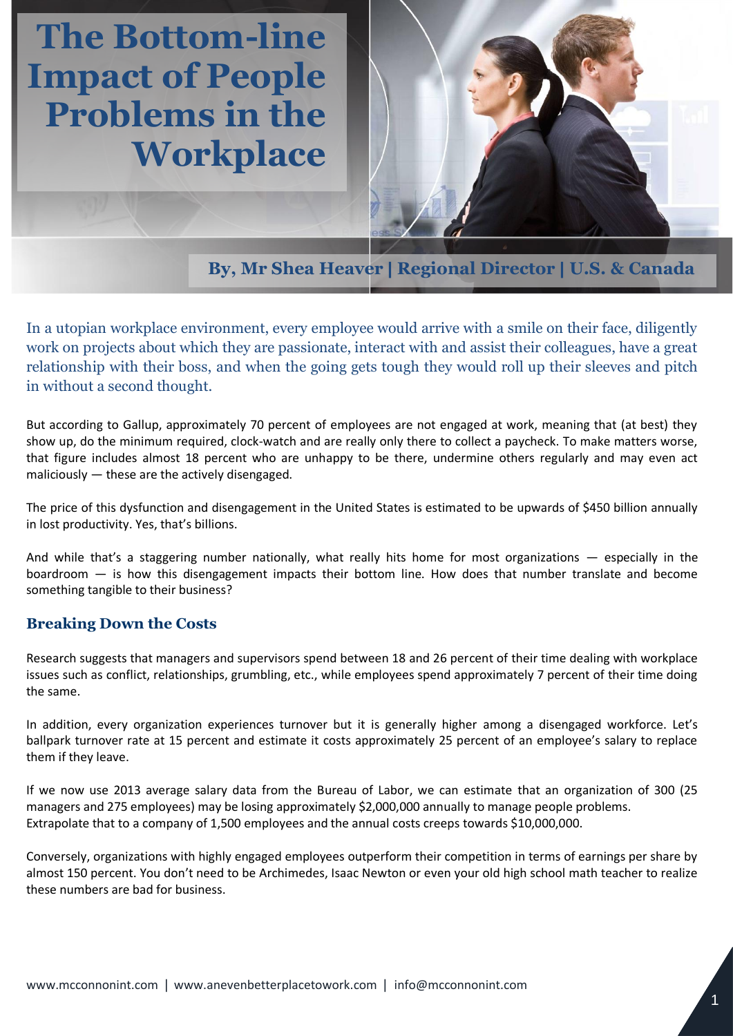# The Bottom-line Impact of People Problems in the Workplace

**By, Mr Shea Heaver | Regional Director | U.S. & Canada**

In a utopian workplace environment, every employee would arrive with a smile on their face, diligently work on projects about which they are passionate, interact with and assist their colleagues, have a great relationship with their boss, and when the going gets tough they would roll up their sleeves and pitch in without a second thought.

But according to Gallup, approximately 70 percent of employees are not engaged at work, meaning that (at best) they show up, do the minimum required, clock-watch and are really only there to collect a paycheck. To make matters worse, that figure includes almost 18 percent who are unhappy to be there, undermine others regularly and may even act maliciously — these are the actively disengaged.

The price of this dysfunction and disengagement in the United States is estimated to be upwards of $450 billion annually in lost productivity. Yes, that's billions.

And while that's a staggering number nationally, what really hits home for most organizations — especially in the boardroom — is how this disengagement impacts their bottom line. How does that number translate and become something tangible to their business?

## Breaking Down the Costs

Research suggests that managers and supervisors spend between 18 and 26 percent of their time dealing with workplace issues such as conflict, relationships, grumbling, etc., while employees spend approximately 7 percent of their time doing the same.

In addition, every organization experiences turnover but it is generally higher among a disengaged workforce. Let's ballpark turnover rate at 15 percent and estimate it costs approximately 25 percent of an employee's salary to replace them if they leave.

If we now use 2013 average salary data from the Bureau of Labor, we can estimate that an organization of 300 (25 managers and 275 employees) may be losing approximately $2,000,000 annually to manage people problems. Extrapolate that to a company of 1,500 employees and the annual costs creeps towards $10,000,000.

Conversely, organizations with highly engaged employees outperform their competition in terms of earnings per share by almost 150 percent. You don't need to be Archimedes, Isaac Newton or even your old high school math teacher to realize these numbers are bad for business.

www.mcconnonint.com | www.anevenbetterplacetowork.com | info@mcconnonint.com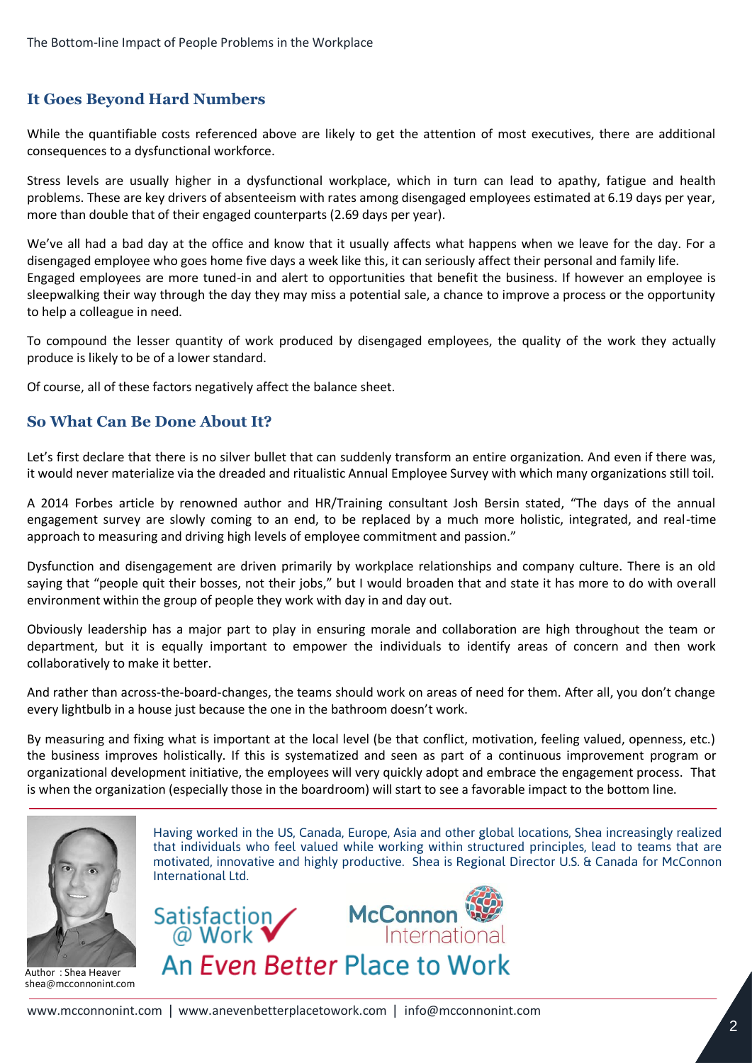## It Goes Beyond Hard Numbers

While the quantifiable costs referenced above are likely to get the attention of most executives, there are additional consequences to a dysfunctional workforce.

Stress levels are usually higher in a dysfunctional workplace, which in turn can lead to apathy, fatigue and health problems. These are key drivers of absenteeism with rates among disengaged employees estimated at 6.19 days per year, more than double that of their engaged counterparts (2.69 days per year).

We've all had a bad day at the office and know that it usually affects what happens when we leave for the day. For a disengaged employee who goes home five days a week like this, it can seriously affect their personal and family life. Engaged employees are more tuned-in and alert to opportunities that benefit the business. If however an employee is sleepwalking their way through the day they may miss a potential sale, a chance to improve a process or the opportunity to help a colleague in need.

To compound the lesser quantity of work produced by disengaged employees, the quality of the work they actually produce is likely to be of a lower standard.

Of course, all of these factors negatively affect the balance sheet.

## So What Can Be Done About It?

Let's first declare that there is no silver bullet that can suddenly transform an entire organization. And even if there was, it would never materialize via the dreaded and ritualistic Annual Employee Survey with which many organizations still toil.

A 2014 Forbes article by renowned author and HR/Training consultant Josh Bersin stated, "The days of the annual engagement survey are slowly coming to an end, to be replaced by a much more holistic, integrated, and real-time approach to measuring and driving high levels of employee commitment and passion."

Dysfunction and disengagement are driven primarily by workplace relationships and company culture. There is an old saying that "people quit their bosses, not their jobs," but I would broaden that and state it has more to do with overall environment within the group of people they work with day in and day out.

Obviously leadership has a major part to play in ensuring morale and collaboration are high throughout the team or department, but it is equally important to empower the individuals to identify areas of concern and then work collaboratively to make it better.

And rather than across-the-board-changes, the teams should work on areas of need for them. After all, you don't change every lightbulb in a house just because the one in the bathroom doesn't work.

By measuring and fixing what is important at the local level (be that conflict, motivation, feeling valued, openness, etc.) the business improves holistically. If this is systematized and seen as part of a continuous improvement program or organizational development initiative, the employees will very quickly adopt and embrace the engagement process. That is when the organization (especially those in the boardroom) will start to see a favorable impact to the bottom line.

---

Having worked in the US, Canada, Europe, Asia and other global locations, Shea increasingly realized that individuals who feel valued while working within structured principles, lead to teams that are motivated, innovative and highly productive. Shea is Regional Director U.S. & Canada for McConnon International Ltd.

Author : Shea Heaver
shea@mcconnonint.com

Satisfaction @ Work

McConnon International

An *Even Better* Place to Work

www.mcconnonint.com | www.anevenbetterplacetowork.com | info@mcconnonint.com